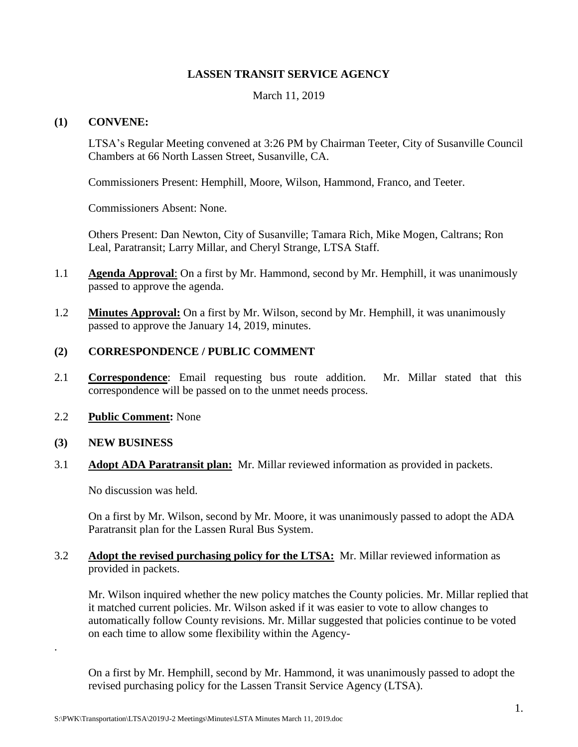# LASSEN TRANSIT SERVICE AGENCY

March 11, 2019

## (1) CONVENE:

LTSA's Regular Meeting convened at 3:26 PM by Chairman Teeter, City of Susanville Council Chambers at 66 North Lassen Street, Susanville, CA.

Commissioners Present: Hemphill, Moore, Wilson, Hammond, Franco, and Teeter.

Commissioners Absent: None.

Others Present: Dan Newton, City of Susanville; Tamara Rich, Mike Mogen, Caltrans; Ron Leal, Paratransit; Larry Millar, and Cheryl Strange, LTSA Staff.

1.1 **Agenda Approval**: On a first by Mr. Hammond, second by Mr. Hemphill, it was unanimously passed to approve the agenda.

1.2 **Minutes Approval:** On a first by Mr. Wilson, second by Mr. Hemphill, it was unanimously passed to approve the January 14, 2019, minutes.

## (2) CORRESPONDENCE / PUBLIC COMMENT

2.1 **Correspondence**: Email requesting bus route addition. Mr. Millar stated that this correspondence will be passed on to the unmet needs process.

2.2 **Public Comment:** None

## (3) NEW BUSINESS

3.1 **Adopt ADA Paratransit plan:** Mr. Millar reviewed information as provided in packets.

No discussion was held.

On a first by Mr. Wilson, second by Mr. Moore, it was unanimously passed to adopt the ADA Paratransit plan for the Lassen Rural Bus System.

3.2 **Adopt the revised purchasing policy for the LTSA:** Mr. Millar reviewed information as provided in packets.

Mr. Wilson inquired whether the new policy matches the County policies. Mr. Millar replied that it matched current policies. Mr. Wilson asked if it was easier to vote to allow changes to automatically follow County revisions. Mr. Millar suggested that policies continue to be voted on each time to allow some flexibility within the Agency-

.

On a first by Mr. Hemphill, second by Mr. Hammond, it was unanimously passed to adopt the revised purchasing policy for the Lassen Transit Service Agency (LTSA).

S:\PWK\Transportation\LTSA\2019\J-2 Meetings\Minutes\LSTA Minutes March 11, 2019.doc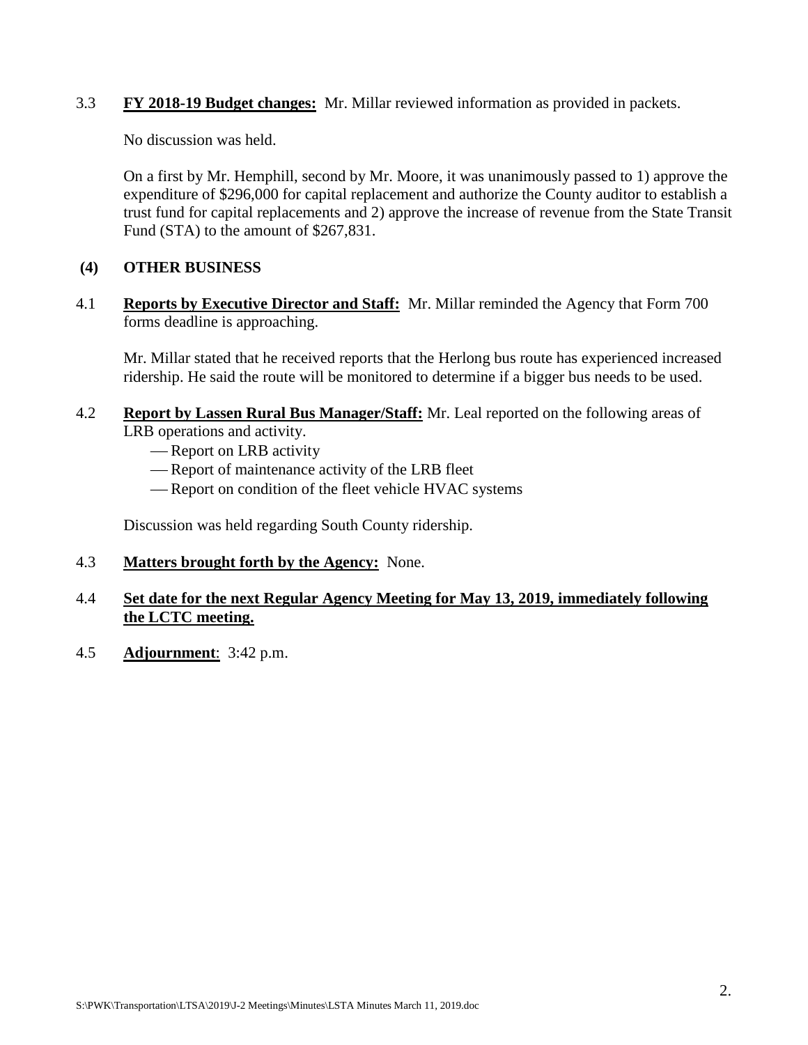3.3 **FY 2018-19 Budget changes:** Mr. Millar reviewed information as provided in packets.

No discussion was held.

On a first by Mr. Hemphill, second by Mr. Moore, it was unanimously passed to 1) approve the expenditure of $296,000 for capital replacement and authorize the County auditor to establish a trust fund for capital replacements and 2) approve the increase of revenue from the State Transit Fund (STA) to the amount of $267,831.

**(4) OTHER BUSINESS**

4.1 **Reports by Executive Director and Staff:** Mr. Millar reminded the Agency that Form 700 forms deadline is approaching.

Mr. Millar stated that he received reports that the Herlong bus route has experienced increased ridership. He said the route will be monitored to determine if a bigger bus needs to be used.

4.2 **Report by Lassen Rural Bus Manager/Staff:** Mr. Leal reported on the following areas of LRB operations and activity.

- Report on LRB activity
- Report of maintenance activity of the LRB fleet
- Report on condition of the fleet vehicle HVAC systems

Discussion was held regarding South County ridership.

4.3 **Matters brought forth by the Agency:** None.

4.4 **Set date for the next Regular Agency Meeting for May 13, 2019, immediately following the LCTC meeting.**

4.5 **Adjournment**: 3:42 p.m.

S:\PWK\Transportation\LTSA\2019\J-2 Meetings\Minutes\LSTA Minutes March 11, 2019.doc